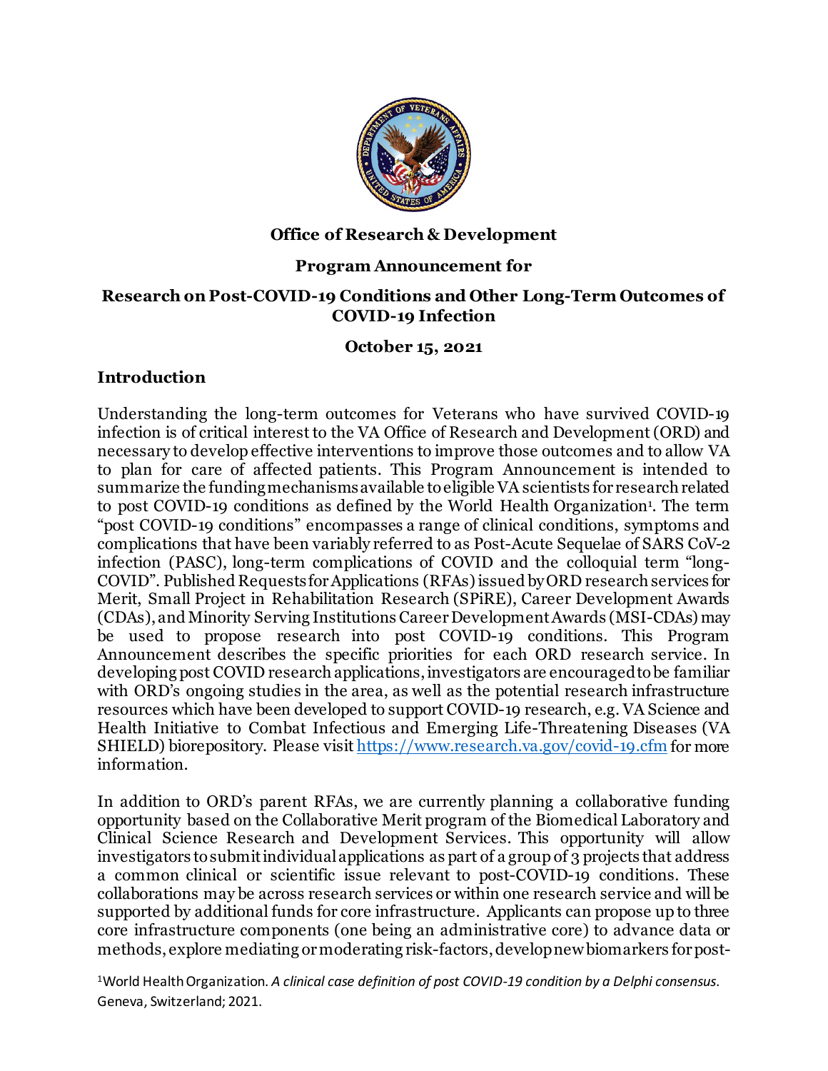**Office of Research & Development**

**Program Announcement for**

**Research on Post-COVID-19 Conditions and Other Long-Term Outcomes of COVID-19 Infection**

**October 15, 2021**

## Introduction

Understanding the long-term outcomes for Veterans who have survived COVID-19 infection is of critical interest to the VA Office of Research and Development (ORD) and necessary to develop effective interventions to improve those outcomes and to allow VA to plan for care of affected patients. This Program Announcement is intended to summarize the funding mechanisms available to eligible VA scientists for research related to post COVID-19 conditions as defined by the World Health Organization[1]. The term "post COVID-19 conditions" encompasses a range of clinical conditions, symptoms and complications that have been variably referred to as Post-Acute Sequelae of SARS CoV-2 infection (PASC), long-term complications of COVID and the colloquial term "long-COVID". Published Requests for Applications (RFAs) issued by ORD research services for Merit, Small Project in Rehabilitation Research (SPiRE), Career Development Awards (CDAs), and Minority Serving Institutions Career Development Awards (MSI-CDAs) may be used to propose research into post COVID-19 conditions. This Program Announcement describes the specific priorities for each ORD research service. In developing post COVID research applications, investigators are encouraged to be familiar with ORD's ongoing studies in the area, as well as the potential research infrastructure resources which have been developed to support COVID-19 research, e.g. VA Science and Health Initiative to Combat Infectious and Emerging Life-Threatening Diseases (VA SHIELD) biorepository. Please visit https://www.research.va.gov/covid-19.cfm for more information.

In addition to ORD's parent RFAs, we are currently planning a collaborative funding opportunity based on the Collaborative Merit program of the Biomedical Laboratory and Clinical Science Research and Development Services. This opportunity will allow investigators to submit individual applications as part of a group of 3 projects that address a common clinical or scientific issue relevant to post-COVID-19 conditions. These collaborations may be across research services or within one research service and will be supported by additional funds for core infrastructure. Applicants can propose up to three core infrastructure components (one being an administrative core) to advance data or methods, explore mediating or moderating risk-factors, develop new biomarkers for post-

[1] World Health Organization. *A clinical case definition of post COVID-19 condition by a Delphi consensus.* Geneva, Switzerland; 2021.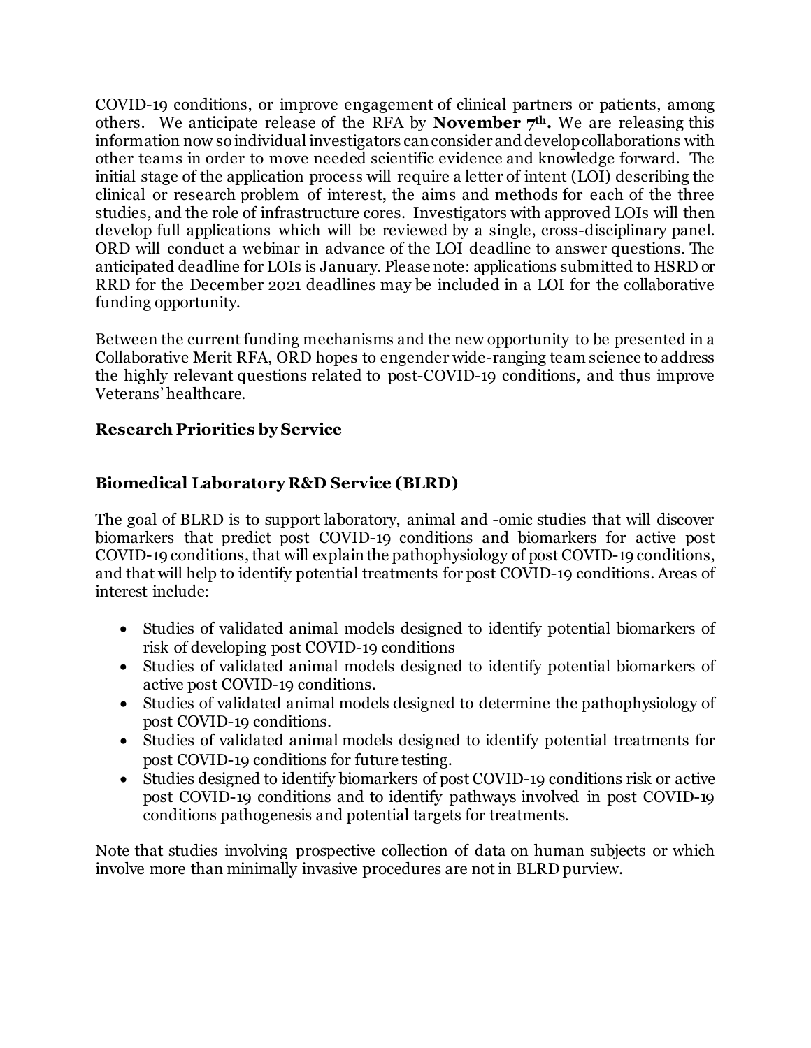COVID-19 conditions, or improve engagement of clinical partners or patients, among others. We anticipate release of the RFA by **November 7th.** We are releasing this information now so individual investigators can consider and develop collaborations with other teams in order to move needed scientific evidence and knowledge forward. The initial stage of the application process will require a letter of intent (LOI) describing the clinical or research problem of interest, the aims and methods for each of the three studies, and the role of infrastructure cores. Investigators with approved LOIs will then develop full applications which will be reviewed by a single, cross-disciplinary panel. ORD will conduct a webinar in advance of the LOI deadline to answer questions. The anticipated deadline for LOIs is January. Please note: applications submitted to HSRD or RRD for the December 2021 deadlines may be included in a LOI for the collaborative funding opportunity.

Between the current funding mechanisms and the new opportunity to be presented in a Collaborative Merit RFA, ORD hopes to engender wide-ranging team science to address the highly relevant questions related to post-COVID-19 conditions, and thus improve Veterans' healthcare.

## Research Priorities by Service

### Biomedical Laboratory R&D Service (BLRD)

The goal of BLRD is to support laboratory, animal and -omic studies that will discover biomarkers that predict post COVID-19 conditions and biomarkers for active post COVID-19 conditions, that will explain the pathophysiology of post COVID-19 conditions, and that will help to identify potential treatments for post COVID-19 conditions. Areas of interest include:

- Studies of validated animal models designed to identify potential biomarkers of risk of developing post COVID-19 conditions
- Studies of validated animal models designed to identify potential biomarkers of active post COVID-19 conditions.
- Studies of validated animal models designed to determine the pathophysiology of post COVID-19 conditions.
- Studies of validated animal models designed to identify potential treatments for post COVID-19 conditions for future testing.
- Studies designed to identify biomarkers of post COVID-19 conditions risk or active post COVID-19 conditions and to identify pathways involved in post COVID-19 conditions pathogenesis and potential targets for treatments.

Note that studies involving prospective collection of data on human subjects or which involve more than minimally invasive procedures are not in BLRD purview.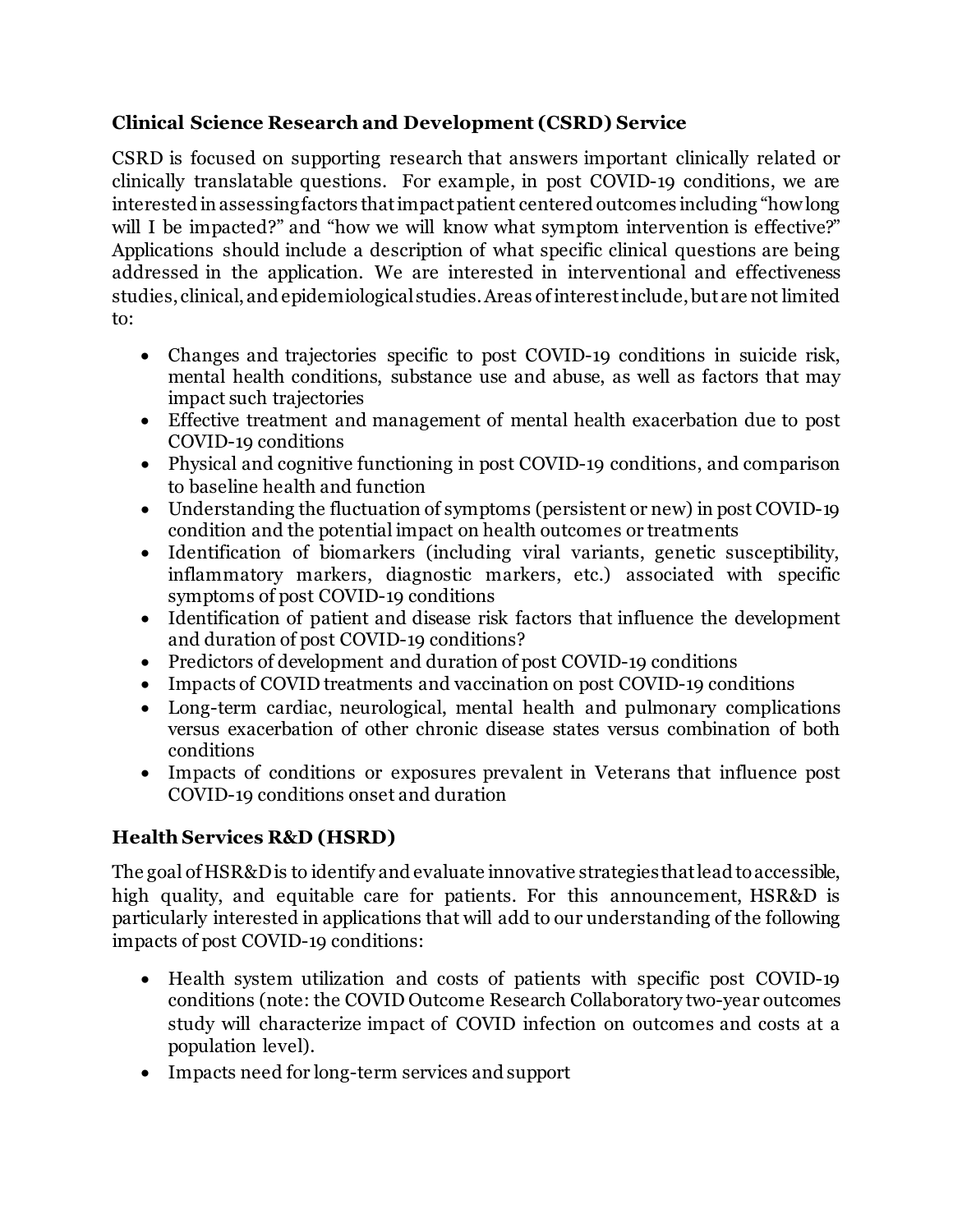### Clinical Science Research and Development (CSRD) Service

CSRD is focused on supporting research that answers important clinically related or clinically translatable questions. For example, in post COVID-19 conditions, we are interested in assessing factors that impact patient centered outcomes including "how long will I be impacted?" and "how we will know what symptom intervention is effective?" Applications should include a description of what specific clinical questions are being addressed in the application. We are interested in interventional and effectiveness studies, clinical, and epidemiological studies. Areas of interest include, but are not limited to:

- Changes and trajectories specific to post COVID-19 conditions in suicide risk, mental health conditions, substance use and abuse, as well as factors that may impact such trajectories
- Effective treatment and management of mental health exacerbation due to post COVID-19 conditions
- Physical and cognitive functioning in post COVID-19 conditions, and comparison to baseline health and function
- Understanding the fluctuation of symptoms (persistent or new) in post COVID-19 condition and the potential impact on health outcomes or treatments
- Identification of biomarkers (including viral variants, genetic susceptibility, inflammatory markers, diagnostic markers, etc.) associated with specific symptoms of post COVID-19 conditions
- Identification of patient and disease risk factors that influence the development and duration of post COVID-19 conditions?
- Predictors of development and duration of post COVID-19 conditions
- Impacts of COVID treatments and vaccination on post COVID-19 conditions
- Long-term cardiac, neurological, mental health and pulmonary complications versus exacerbation of other chronic disease states versus combination of both conditions
- Impacts of conditions or exposures prevalent in Veterans that influence post COVID-19 conditions onset and duration

### Health Services R&D (HSRD)

The goal of HSR&D is to identify and evaluate innovative strategies that lead to accessible, high quality, and equitable care for patients. For this announcement, HSR&D is particularly interested in applications that will add to our understanding of the following impacts of post COVID-19 conditions:

- Health system utilization and costs of patients with specific post COVID-19 conditions (note: the COVID Outcome Research Collaboratory two-year outcomes study will characterize impact of COVID infection on outcomes and costs at a population level).
- Impacts need for long-term services and support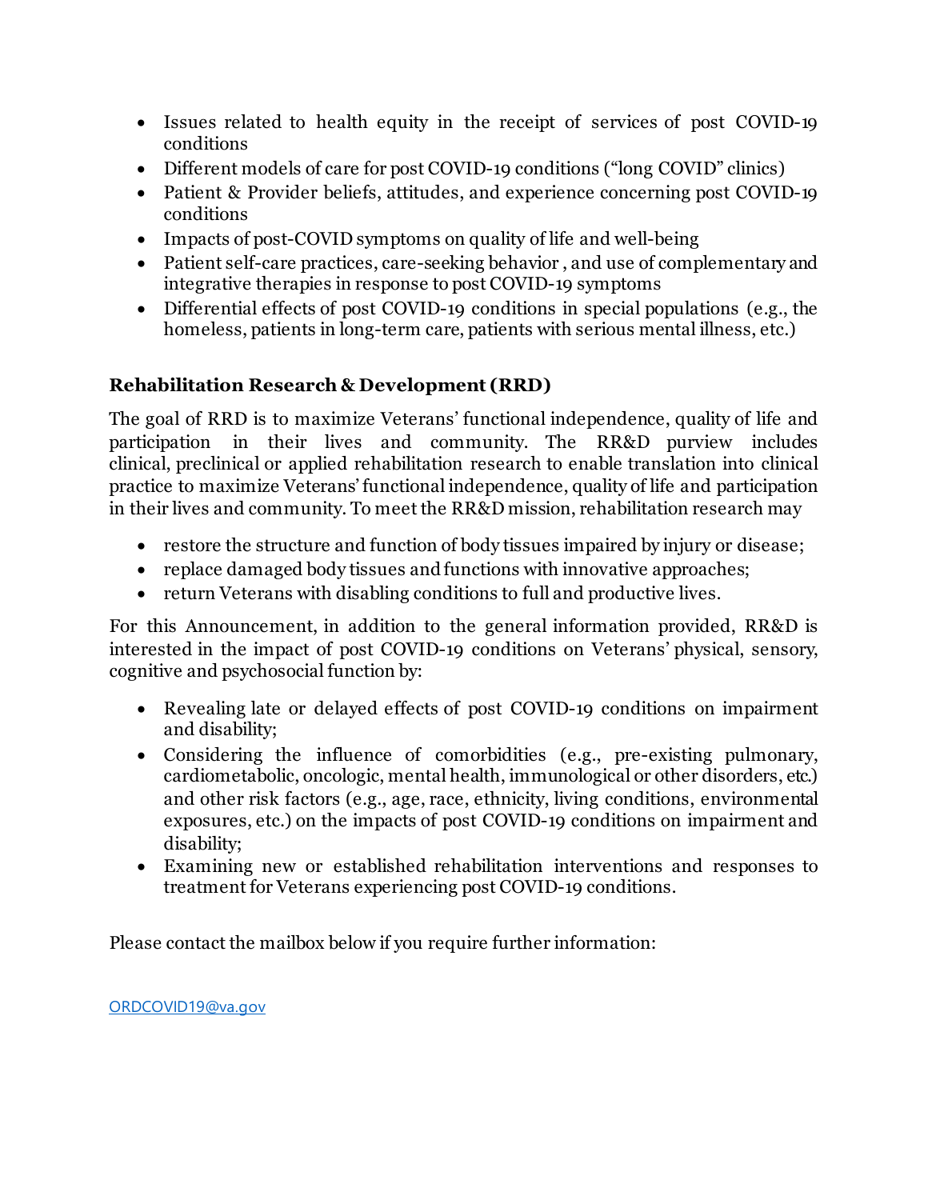- Issues related to health equity in the receipt of services of post COVID-19 conditions
- Different models of care for post COVID-19 conditions ("long COVID" clinics)
- Patient & Provider beliefs, attitudes, and experience concerning post COVID-19 conditions
- Impacts of post-COVID symptoms on quality of life and well-being
- Patient self-care practices, care-seeking behavior , and use of complementary and integrative therapies in response to post COVID-19 symptoms
- Differential effects of post COVID-19 conditions in special populations (e.g., the homeless, patients in long-term care, patients with serious mental illness, etc.)

### Rehabilitation Research & Development (RRD)

The goal of RRD is to maximize Veterans' functional independence, quality of life and participation in their lives and community. The RR&D purview includes clinical, preclinical or applied rehabilitation research to enable translation into clinical practice to maximize Veterans' functional independence, quality of life and participation in their lives and community. To meet the RR&D mission, rehabilitation research may

- restore the structure and function of body tissues impaired by injury or disease;
- replace damaged body tissues and functions with innovative approaches;
- return Veterans with disabling conditions to full and productive lives.

For this Announcement, in addition to the general information provided, RR&D is interested in the impact of post COVID-19 conditions on Veterans' physical, sensory, cognitive and psychosocial function by:

- Revealing late or delayed effects of post COVID-19 conditions on impairment and disability;
- Considering the influence of comorbidities (e.g., pre-existing pulmonary, cardiometabolic, oncologic, mental health, immunological or other disorders, etc.) and other risk factors (e.g., age, race, ethnicity, living conditions, environmental exposures, etc.) on the impacts of post COVID-19 conditions on impairment and disability;
- Examining new or established rehabilitation interventions and responses to treatment for Veterans experiencing post COVID-19 conditions.

Please contact the mailbox below if you require further information:

ORDCOVID19@va.gov